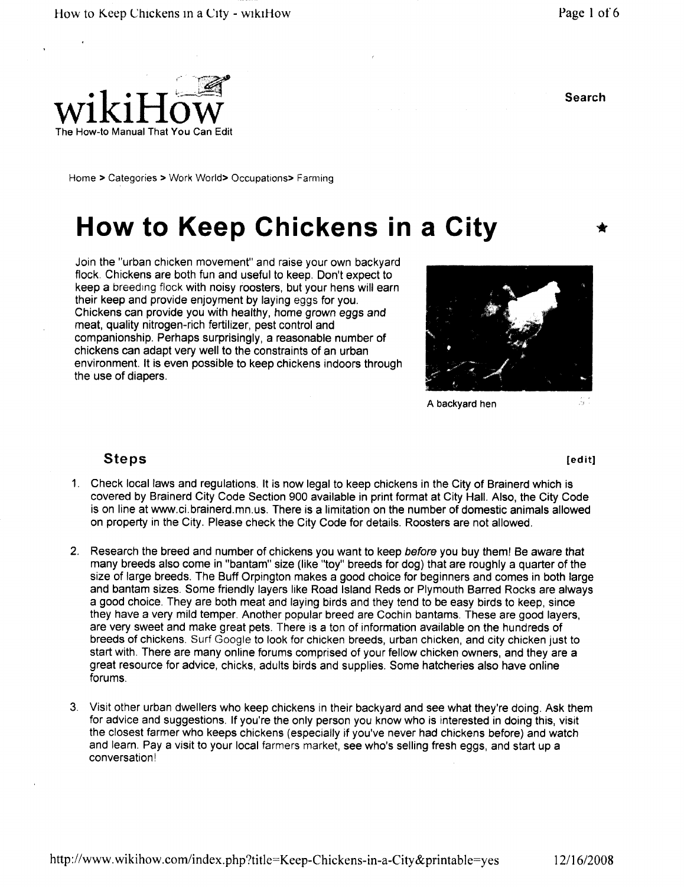wikiHow
The How-to Manual That You Can Edit

Search

Home > Categories > Work World> Occupations> Farming

# How to Keep Chickens in a City

Join the "urban chicken movement" and raise your own backyard flock. Chickens are both fun and useful to keep. Don't expect to keep a breeding flock with noisy roosters, but your hens will earn their keep and provide enjoyment by laying eggs for you. Chickens can provide you with healthy, home grown eggs and meat, quality nitrogen-rich fertilizer, pest control and companionship. Perhaps surprisingly, a reasonable number of chickens can adapt very well to the constraints of an urban environment. It is even possible to keep chickens indoors through the use of diapers.

A backyard hen

## Steps

[edit]

1. Check local laws and regulations. It is now legal to keep chickens in the City of Brainerd which is covered by Brainerd City Code Section 900 available in print format at City Hall. Also, the City Code is on line at www.ci.brainerd.mn.us. There is a limitation on the number of domestic animals allowed on property in the City. Please check the City Code for details. Roosters are not allowed.

2. Research the breed and number of chickens you want to keep *before* you buy them! Be aware that many breeds also come in "bantam" size (like "toy" breeds for dog) that are roughly a quarter of the size of large breeds. The Buff Orpington makes a good choice for beginners and comes in both large and bantam sizes. Some friendly layers like Road Island Reds or Plymouth Barred Rocks are always a good choice. They are both meat and laying birds and they tend to be easy birds to keep, since they have a very mild temper. Another popular breed are Cochin bantams. These are good layers, are very sweet and make great pets. There is a ton of information available on the hundreds of breeds of chickens. Surf Google to look for chicken breeds, urban chicken, and city chicken just to start with. There are many online forums comprised of your fellow chicken owners, and they are a great resource for advice, chicks, adults birds and supplies. Some hatcheries also have online forums.

3. Visit other urban dwellers who keep chickens in their backyard and see what they're doing. Ask them for advice and suggestions. If you're the only person you know who is interested in doing this, visit the closest farmer who keeps chickens (especially if you've never had chickens before) and watch and learn. Pay a visit to your local farmers market, see who's selling fresh eggs, and start up a conversation!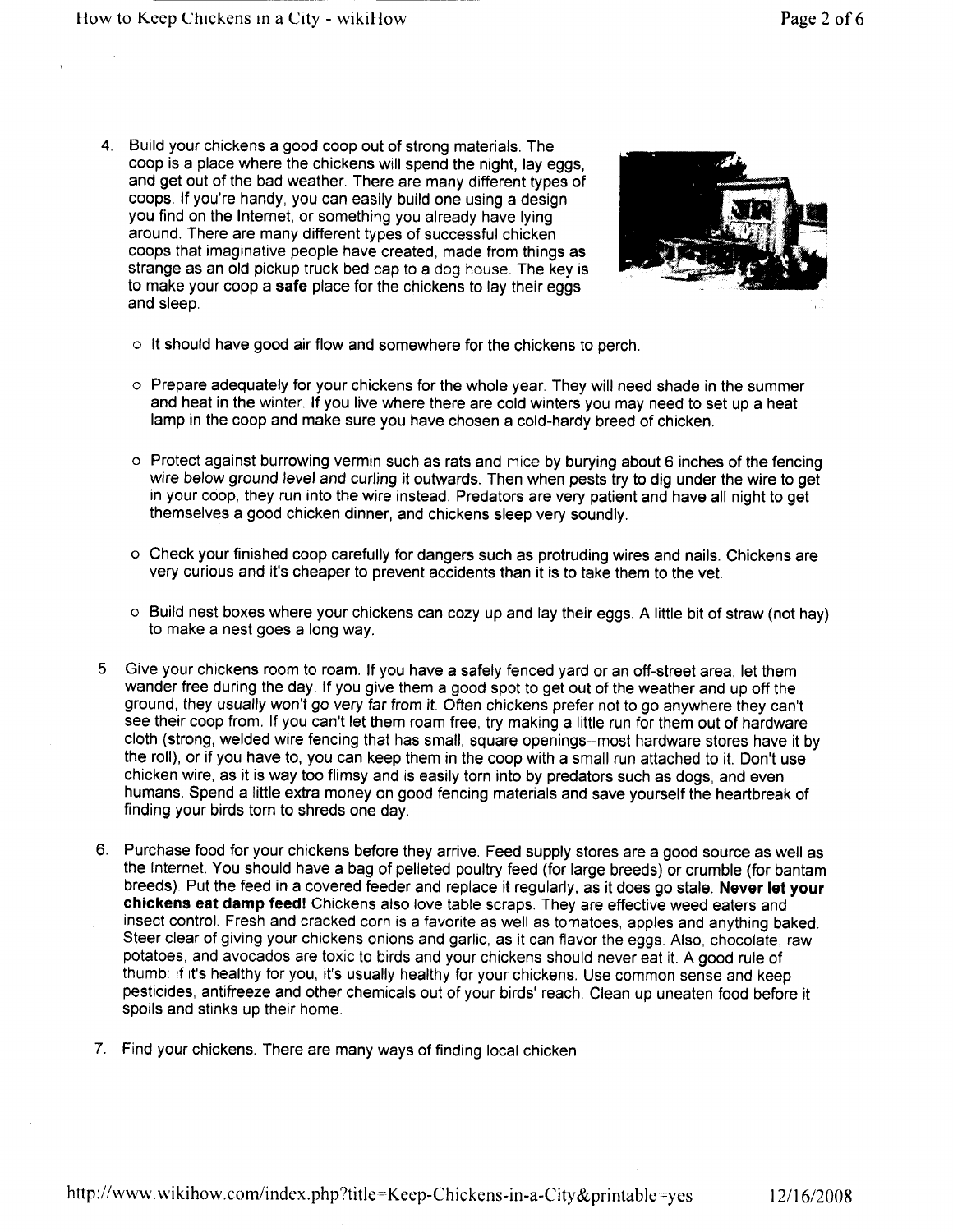4. Build your chickens a good coop out of strong materials. The coop is a place where the chickens will spend the night, lay eggs, and get out of the bad weather. There are many different types of coops. If you're handy, you can easily build one using a design you find on the Internet, or something you already have lying around. There are many different types of successful chicken coops that imaginative people have created, made from things as strange as an old pickup truck bed cap to a dog house. The key is to make your coop a **safe** place for the chickens to lay their eggs and sleep.
   - It should have good air flow and somewhere for the chickens to perch.
   - Prepare adequately for your chickens for the whole year. They will need shade in the summer and heat in the winter. If you live where there are cold winters you may need to set up a heat lamp in the coop and make sure you have chosen a cold-hardy breed of chicken.
   - Protect against burrowing vermin such as rats and mice by burying about 6 inches of the fencing wire below ground level and curling it outwards. Then when pests try to dig under the wire to get in your coop, they run into the wire instead. Predators are very patient and have all night to get themselves a good chicken dinner, and chickens sleep very soundly.
   - Check your finished coop carefully for dangers such as protruding wires and nails. Chickens are very curious and it's cheaper to prevent accidents than it is to take them to the vet.
   - Build nest boxes where your chickens can cozy up and lay their eggs. A little bit of straw (not hay) to make a nest goes a long way.
5. Give your chickens room to roam. If you have a safely fenced yard or an off-street area, let them wander free during the day. If you give them a good spot to get out of the weather and up off the ground, they usually won't go very far from it. Often chickens prefer not to go anywhere they can't see their coop from. If you can't let them roam free, try making a little run for them out of hardware cloth (strong, welded wire fencing that has small, square openings--most hardware stores have it by the roll), or if you have to, you can keep them in the coop with a small run attached to it. Don't use chicken wire, as it is way too flimsy and is easily torn into by predators such as dogs, and even humans. Spend a little extra money on good fencing materials and save yourself the heartbreak of finding your birds torn to shreds one day.
6. Purchase food for your chickens before they arrive. Feed supply stores are a good source as well as the Internet. You should have a bag of pelleted poultry feed (for large breeds) or crumble (for bantam breeds). Put the feed in a covered feeder and replace it regularly, as it does go stale. **Never let your chickens eat damp feed!** Chickens also love table scraps. They are effective weed eaters and insect control. Fresh and cracked corn is a favorite as well as tomatoes, apples and anything baked. Steer clear of giving your chickens onions and garlic, as it can flavor the eggs. Also, chocolate, raw potatoes, and avocados are toxic to birds and your chickens should never eat it. A good rule of thumb: if it's healthy for you, it's usually healthy for your chickens. Use common sense and keep pesticides, antifreeze and other chemicals out of your birds' reach. Clean up uneaten food before it spoils and stinks up their home.
7. Find your chickens. There are many ways of finding local chicken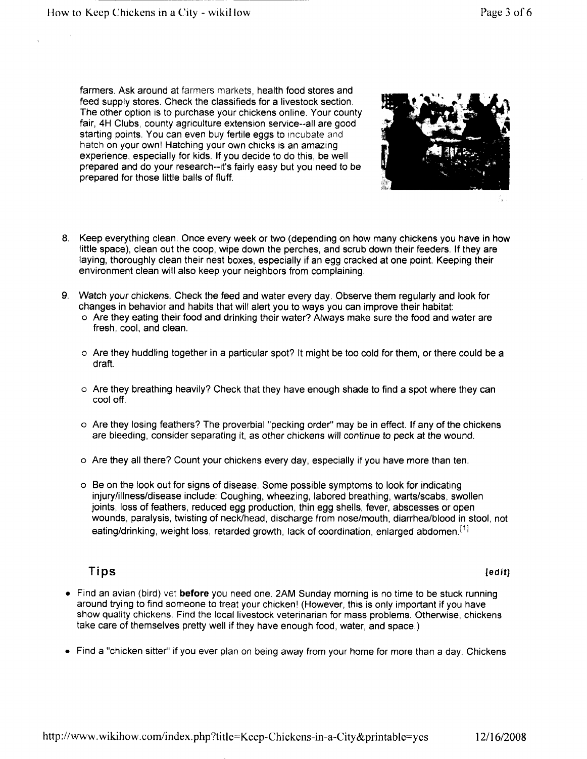farmers. Ask around at farmers markets, health food stores and feed supply stores. Check the classifieds for a livestock section. The other option is to purchase your chickens online. Your county fair, 4H Clubs, county agriculture extension service--all are good starting points. You can even buy fertile eggs to incubate and hatch on your own! Hatching your own chicks is an amazing experience, especially for kids. If you decide to do this, be well prepared and do your research--it's fairly easy but you need to be prepared for those little balls of fluff.

8. Keep everything clean. Once every week or two (depending on how many chickens you have in how little space), clean out the coop, wipe down the perches, and scrub down their feeders. If they are laying, thoroughly clean their nest boxes, especially if an egg cracked at one point. Keeping their environment clean will also keep your neighbors from complaining.
9. Watch your chickens. Check the feed and water every day. Observe them regularly and look for changes in behavior and habits that will alert you to ways you can improve their habitat:
   - Are they eating their food and drinking their water? Always make sure the food and water are fresh, cool, and clean.
   - Are they huddling together in a particular spot? It might be too cold for them, or there could be a draft.
   - Are they breathing heavily? Check that they have enough shade to find a spot where they can cool off.
   - Are they losing feathers? The proverbial "pecking order" may be in effect. If any of the chickens are bleeding, consider separating it, as other chickens will continue to peck at the wound.
   - Are they all there? Count your chickens every day, especially if you have more than ten.
   - Be on the look out for signs of disease. Some possible symptoms to look for indicating injury/illness/disease include: Coughing, wheezing, labored breathing, warts/scabs, swollen joints, loss of feathers, reduced egg production, thin egg shells, fever, abscesses or open wounds, paralysis, twisting of neck/head, discharge from nose/mouth, diarrhea/blood in stool, not eating/drinking, weight loss, retarded growth, lack of coordination, enlarged abdomen.[1]

## Tips

[edit]

- Find an avian (bird) vet **before** you need one. 2AM Sunday morning is no time to be stuck running around trying to find someone to treat your chicken! (However, this is only important if you have show quality chickens. Find the local livestock veterinarian for mass problems. Otherwise, chickens take care of themselves pretty well if they have enough food, water, and space.)
- Find a "chicken sitter" if you ever plan on being away from your home for more than a day. Chickens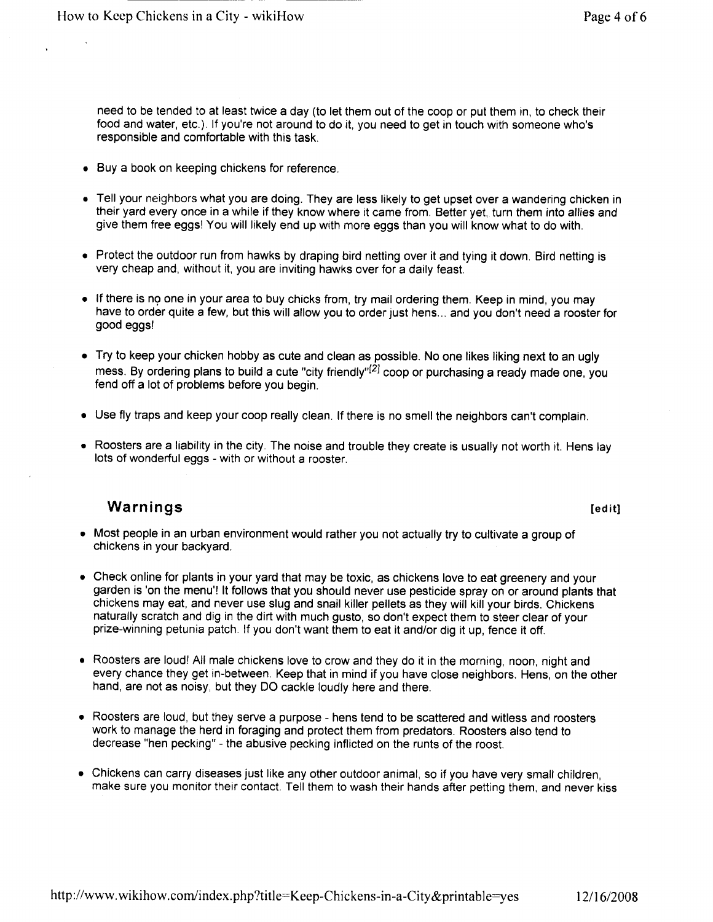need to be tended to at least twice a day (to let them out of the coop or put them in, to check their food and water, etc.). If you're not around to do it, you need to get in touch with someone who's responsible and comfortable with this task.

- Buy a book on keeping chickens for reference.
- Tell your neighbors what you are doing. They are less likely to get upset over a wandering chicken in their yard every once in a while if they know where it came from. Better yet, turn them into allies and give them free eggs! You will likely end up with more eggs than you will know what to do with.
- Protect the outdoor run from hawks by draping bird netting over it and tying it down. Bird netting is very cheap and, without it, you are inviting hawks over for a daily feast.
- If there is no one in your area to buy chicks from, try mail ordering them. Keep in mind, you may have to order quite a few, but this will allow you to order just hens... and you don't need a rooster for good eggs!
- Try to keep your chicken hobby as cute and clean as possible. No one likes liking next to an ugly mess. By ordering plans to build a cute "city friendly"[2] coop or purchasing a ready made one, you fend off a lot of problems before you begin.
- Use fly traps and keep your coop really clean. If there is no smell the neighbors can't complain.
- Roosters are a liability in the city. The noise and trouble they create is usually not worth it. Hens lay lots of wonderful eggs - with or without a rooster.

## Warnings

- Most people in an urban environment would rather you not actually try to cultivate a group of chickens in your backyard.
- Check online for plants in your yard that may be toxic, as chickens love to eat greenery and your garden is 'on the menu'! It follows that you should never use pesticide spray on or around plants that chickens may eat, and never use slug and snail killer pellets as they will kill your birds. Chickens naturally scratch and dig in the dirt with much gusto, so don't expect them to steer clear of your prize-winning petunia patch. If you don't want them to eat it and/or dig it up, fence it off.
- Roosters are loud! All male chickens love to crow and they do it in the morning, noon, night and every chance they get in-between. Keep that in mind if you have close neighbors. Hens, on the other hand, are not as noisy, but they DO cackle loudly here and there.
- Roosters are loud, but they serve a purpose - hens tend to be scattered and witless and roosters work to manage the herd in foraging and protect them from predators. Roosters also tend to decrease "hen pecking" - the abusive pecking inflicted on the runts of the roost.
- Chickens can carry diseases just like any other outdoor animal, so if you have very small children, make sure you monitor their contact. Tell them to wash their hands after petting them, and never kiss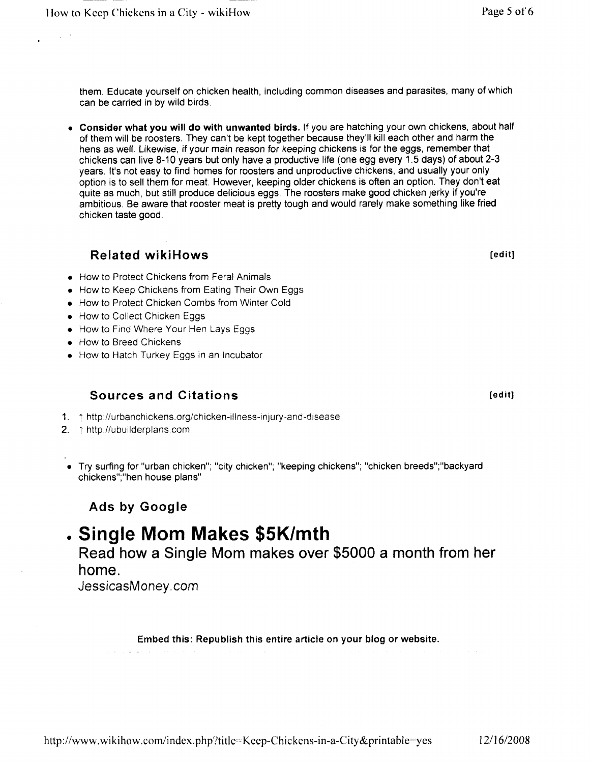them. Educate yourself on chicken health, including common diseases and parasites, many of which can be carried in by wild birds.

- **Consider what you will do with unwanted birds.** If you are hatching your own chickens, about half of them will be roosters. They can't be kept together because they'll kill each other and harm the hens as well. Likewise, if your main reason for keeping chickens is for the eggs, remember that chickens can live 8-10 years but only have a productive life (one egg every 1.5 days) of about 2-3 years. It's not easy to find homes for roosters and unproductive chickens, and usually your only option is to sell them for meat. However, keeping older chickens is often an option. They don't eat quite as much, but still produce delicious eggs. The roosters make good chicken jerky if you're ambitious. Be aware that rooster meat is pretty tough and would rarely make something like fried chicken taste good.

## Related wikiHows [edit]

- How to Protect Chickens from Feral Animals
- How to Keep Chickens from Eating Their Own Eggs
- How to Protect Chicken Combs from Winter Cold
- How to Collect Chicken Eggs
- How to Find Where Your Hen Lays Eggs
- How to Breed Chickens
- How to Hatch Turkey Eggs in an Incubator

## Sources and Citations [edit]

1. ↑ http://urbanchickens.org/chicken-illness-injury-and-disease
2. ↑ http://ubuilderplans.com

- Try surfing for "urban chicken"; "city chicken"; "keeping chickens"; "chicken breeds";"backyard chickens";"hen house plans"

### Ads by Google

- **Single Mom Makes $5K/mth**
  Read how a Single Mom makes over $5000 a month from her home.
  JessicasMoney.com

**Embed this: Republish this entire article on your blog or website.**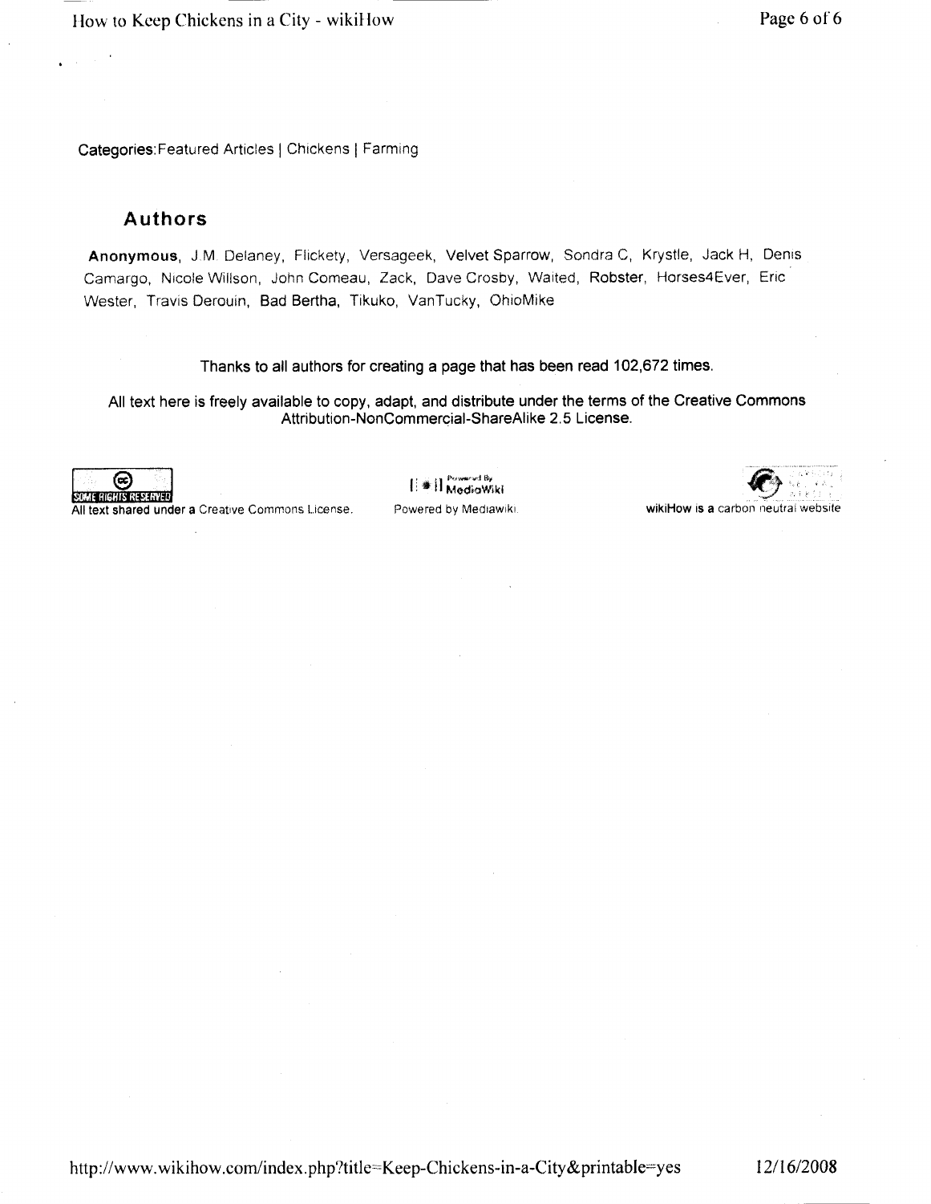Categories:Featured Articles | Chickens | Farming

## Authors

**Anonymous**, J.M. Delaney, Flickety, Versageek, Velvet Sparrow, Sondra C, Krystle, Jack H, Denis Camargo, Nicole Willson, John Comeau, Zack, Dave Crosby, Waited, **Robster**, Horses4Ever, Eric Wester, Travis Derouin, **Bad Bertha**, Tikuko, VanTucky, OhioMike

Thanks to all authors for creating a page that has been read 102,672 times.

All text here is freely available to copy, adapt, and distribute under the terms of the Creative Commons Attribution-NonCommercial-ShareAlike 2.5 License.

All text shared under a Creative Commons License.

Powered by Mediawiki.

wikiHow is a carbon neutral website